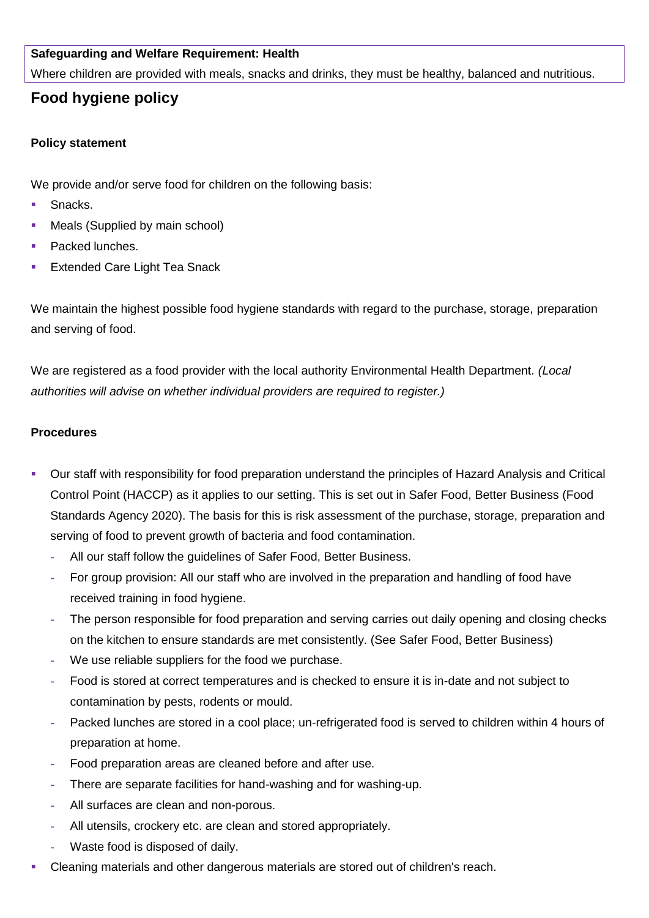**Safeguarding and Welfare Requirement: Health**

Where children are provided with meals, snacks and drinks, they must be healthy, balanced and nutritious.

# Food hygiene policy

### Policy statement

We provide and/or serve food for children on the following basis:

- Snacks.
- Meals (Supplied by main school)
- Packed lunches.
- Extended Care Light Tea Snack

We maintain the highest possible food hygiene standards with regard to the purchase, storage, preparation and serving of food.

We are registered as a food provider with the local authority Environmental Health Department. *(Local authorities will advise on whether individual providers are required to register.)*

### Procedures

- Our staff with responsibility for food preparation understand the principles of Hazard Analysis and Critical Control Point (HACCP) as it applies to our setting. This is set out in Safer Food, Better Business (Food Standards Agency 2020). The basis for this is risk assessment of the purchase, storage, preparation and serving of food to prevent growth of bacteria and food contamination.
  - All our staff follow the guidelines of Safer Food, Better Business.
  - For group provision: All our staff who are involved in the preparation and handling of food have received training in food hygiene.
  - The person responsible for food preparation and serving carries out daily opening and closing checks on the kitchen to ensure standards are met consistently. (See Safer Food, Better Business)
  - We use reliable suppliers for the food we purchase.
  - Food is stored at correct temperatures and is checked to ensure it is in-date and not subject to contamination by pests, rodents or mould.
  - Packed lunches are stored in a cool place; un-refrigerated food is served to children within 4 hours of preparation at home.
  - Food preparation areas are cleaned before and after use.
  - There are separate facilities for hand-washing and for washing-up.
  - All surfaces are clean and non-porous.
  - All utensils, crockery etc. are clean and stored appropriately.
  - Waste food is disposed of daily.
- Cleaning materials and other dangerous materials are stored out of children's reach.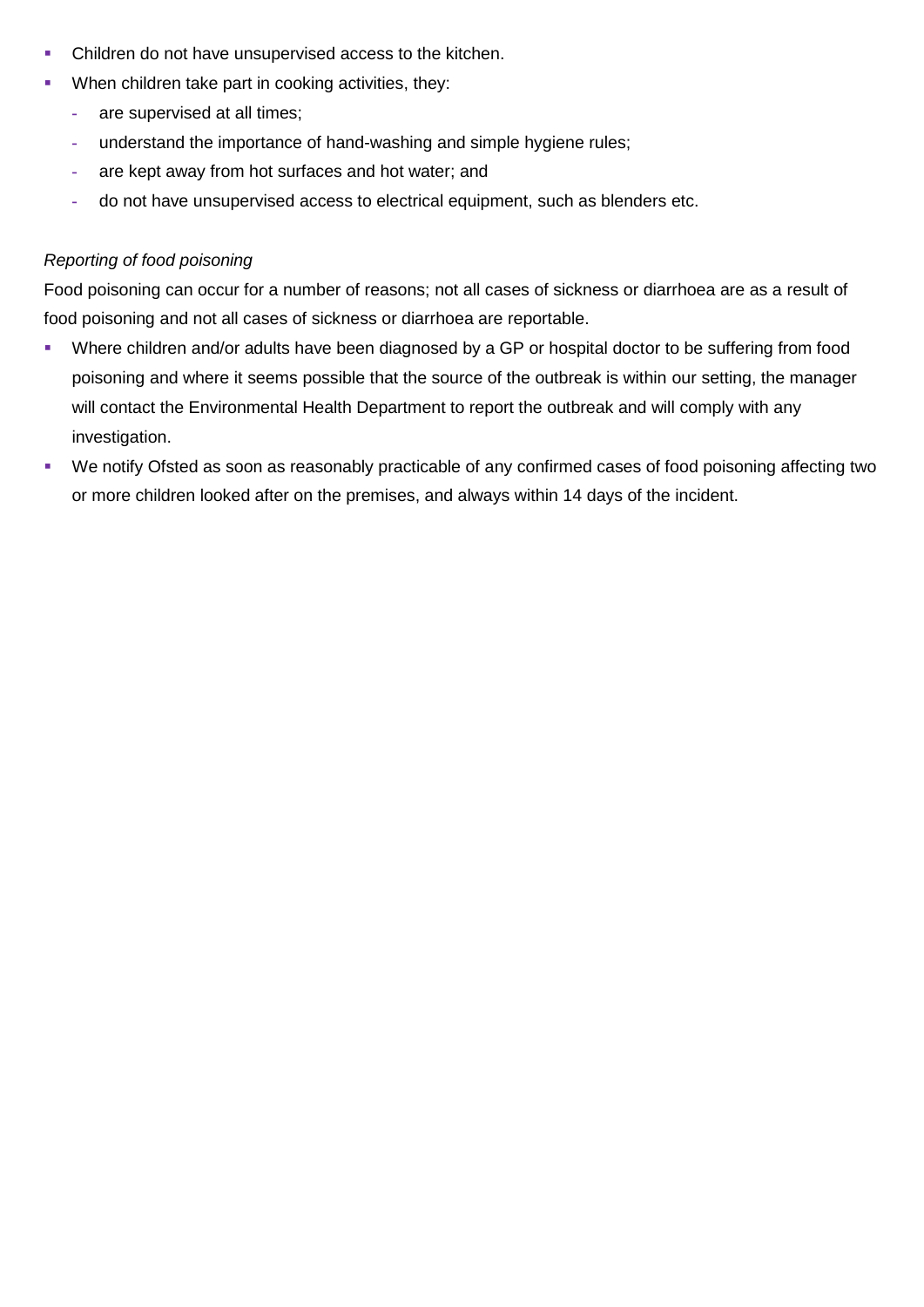- Children do not have unsupervised access to the kitchen.
- When children take part in cooking activities, they:
  - are supervised at all times;
  - understand the importance of hand-washing and simple hygiene rules;
  - are kept away from hot surfaces and hot water; and
  - do not have unsupervised access to electrical equipment, such as blenders etc.

*Reporting of food poisoning*

Food poisoning can occur for a number of reasons; not all cases of sickness or diarrhoea are as a result of food poisoning and not all cases of sickness or diarrhoea are reportable.

- Where children and/or adults have been diagnosed by a GP or hospital doctor to be suffering from food poisoning and where it seems possible that the source of the outbreak is within our setting, the manager will contact the Environmental Health Department to report the outbreak and will comply with any investigation.
- We notify Ofsted as soon as reasonably practicable of any confirmed cases of food poisoning affecting two or more children looked after on the premises, and always within 14 days of the incident.